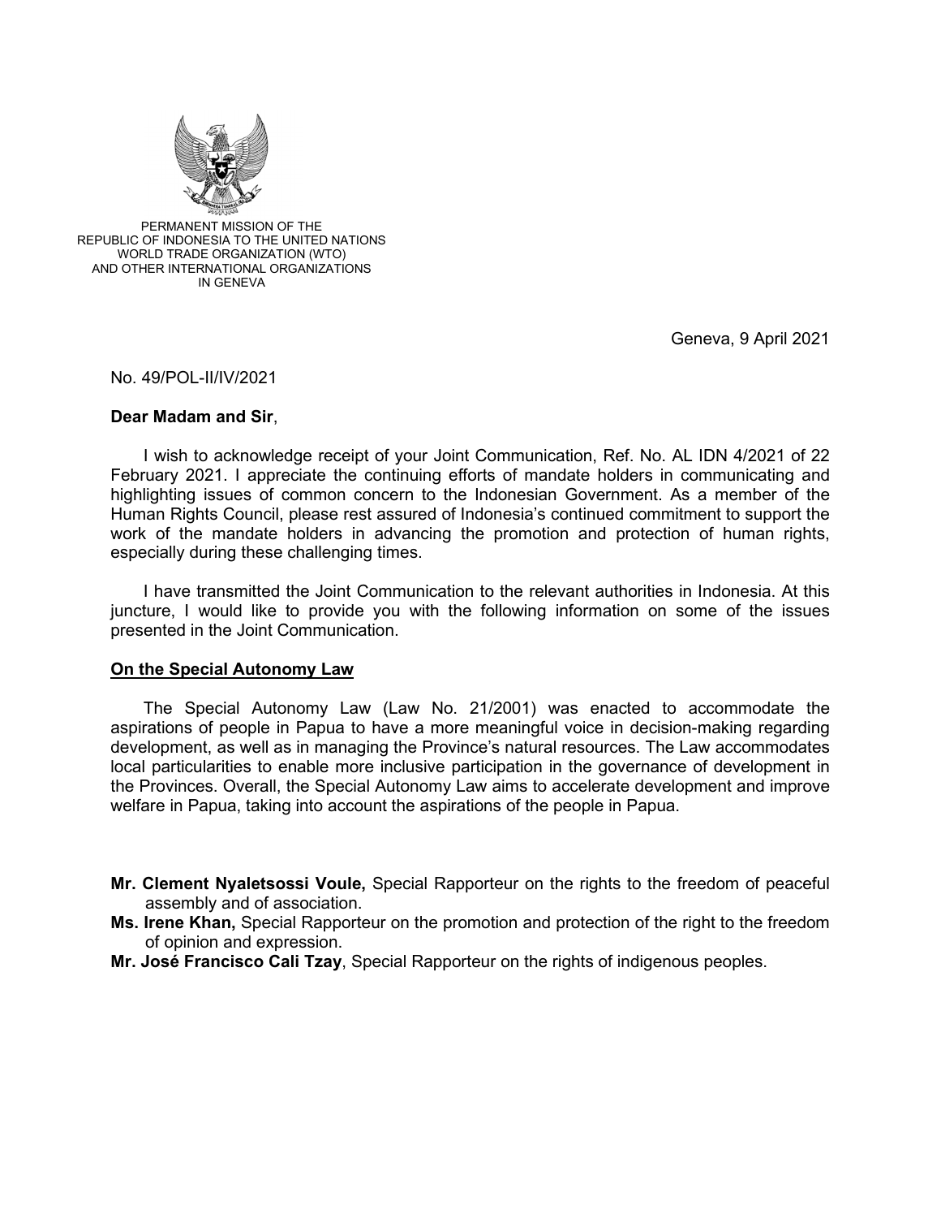PERMANENT MISSION OF THE
REPUBLIC OF INDONESIA TO THE UNITED NATIONS
WORLD TRADE ORGANIZATION (WTO)
AND OTHER INTERNATIONAL ORGANIZATIONS
IN GENEVA

Geneva, 9 April 2021

No. 49/POL-II/IV/2021

**Dear Madam and Sir**,

I wish to acknowledge receipt of your Joint Communication, Ref. No. AL IDN 4/2021 of 22 February 2021. I appreciate the continuing efforts of mandate holders in communicating and highlighting issues of common concern to the Indonesian Government. As a member of the Human Rights Council, please rest assured of Indonesia's continued commitment to support the work of the mandate holders in advancing the promotion and protection of human rights, especially during these challenging times.

I have transmitted the Joint Communication to the relevant authorities in Indonesia. At this juncture, I would like to provide you with the following information on some of the issues presented in the Joint Communication.

**On the Special Autonomy Law**

The Special Autonomy Law (Law No. 21/2001) was enacted to accommodate the aspirations of people in Papua to have a more meaningful voice in decision-making regarding development, as well as in managing the Province's natural resources. The Law accommodates local particularities to enable more inclusive participation in the governance of development in the Provinces. Overall, the Special Autonomy Law aims to accelerate development and improve welfare in Papua, taking into account the aspirations of the people in Papua.

**Mr. Clement Nyaletsossi Voule,** Special Rapporteur on the rights to the freedom of peaceful assembly and of association.
**Ms. Irene Khan,** Special Rapporteur on the promotion and protection of the right to the freedom of opinion and expression.
**Mr. José Francisco Cali Tzay**, Special Rapporteur on the rights of indigenous peoples.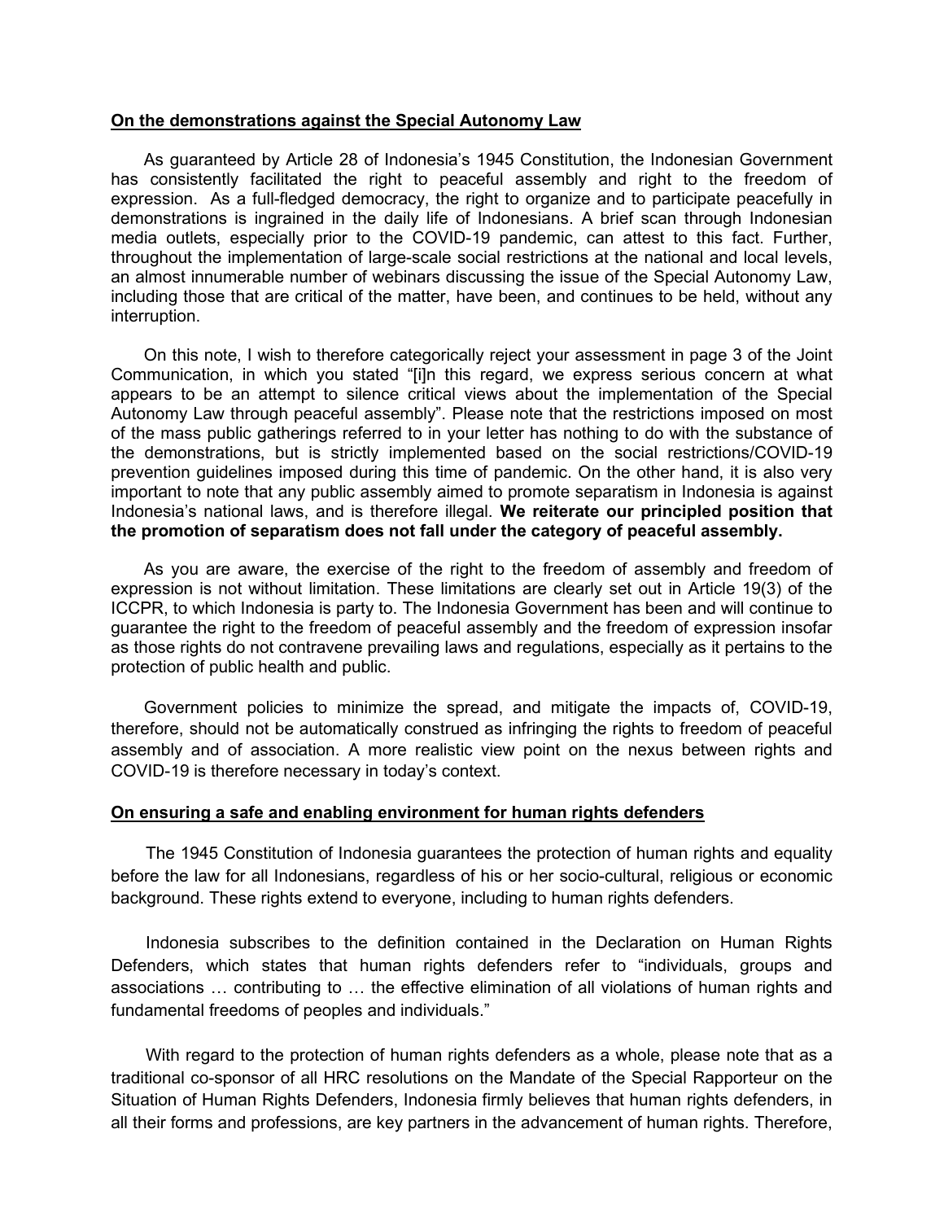**On the demonstrations against the Special Autonomy Law**

As guaranteed by Article 28 of Indonesia's 1945 Constitution, the Indonesian Government has consistently facilitated the right to peaceful assembly and right to the freedom of expression. As a full-fledged democracy, the right to organize and to participate peacefully in demonstrations is ingrained in the daily life of Indonesians. A brief scan through Indonesian media outlets, especially prior to the COVID-19 pandemic, can attest to this fact. Further, throughout the implementation of large-scale social restrictions at the national and local levels, an almost innumerable number of webinars discussing the issue of the Special Autonomy Law, including those that are critical of the matter, have been, and continues to be held, without any interruption.

On this note, I wish to therefore categorically reject your assessment in page 3 of the Joint Communication, in which you stated "[i]n this regard, we express serious concern at what appears to be an attempt to silence critical views about the implementation of the Special Autonomy Law through peaceful assembly". Please note that the restrictions imposed on most of the mass public gatherings referred to in your letter has nothing to do with the substance of the demonstrations, but is strictly implemented based on the social restrictions/COVID-19 prevention guidelines imposed during this time of pandemic. On the other hand, it is also very important to note that any public assembly aimed to promote separatism in Indonesia is against Indonesia's national laws, and is therefore illegal. **We reiterate our principled position that the promotion of separatism does not fall under the category of peaceful assembly.**

As you are aware, the exercise of the right to the freedom of assembly and freedom of expression is not without limitation. These limitations are clearly set out in Article 19(3) of the ICCPR, to which Indonesia is party to. The Indonesia Government has been and will continue to guarantee the right to the freedom of peaceful assembly and the freedom of expression insofar as those rights do not contravene prevailing laws and regulations, especially as it pertains to the protection of public health and public.

Government policies to minimize the spread, and mitigate the impacts of, COVID-19, therefore, should not be automatically construed as infringing the rights to freedom of peaceful assembly and of association. A more realistic view point on the nexus between rights and COVID-19 is therefore necessary in today's context.

**On ensuring a safe and enabling environment for human rights defenders**

The 1945 Constitution of Indonesia guarantees the protection of human rights and equality before the law for all Indonesians, regardless of his or her socio-cultural, religious or economic background. These rights extend to everyone, including to human rights defenders.

Indonesia subscribes to the definition contained in the Declaration on Human Rights Defenders, which states that human rights defenders refer to "individuals, groups and associations … contributing to … the effective elimination of all violations of human rights and fundamental freedoms of peoples and individuals."

With regard to the protection of human rights defenders as a whole, please note that as a traditional co-sponsor of all HRC resolutions on the Mandate of the Special Rapporteur on the Situation of Human Rights Defenders, Indonesia firmly believes that human rights defenders, in all their forms and professions, are key partners in the advancement of human rights. Therefore,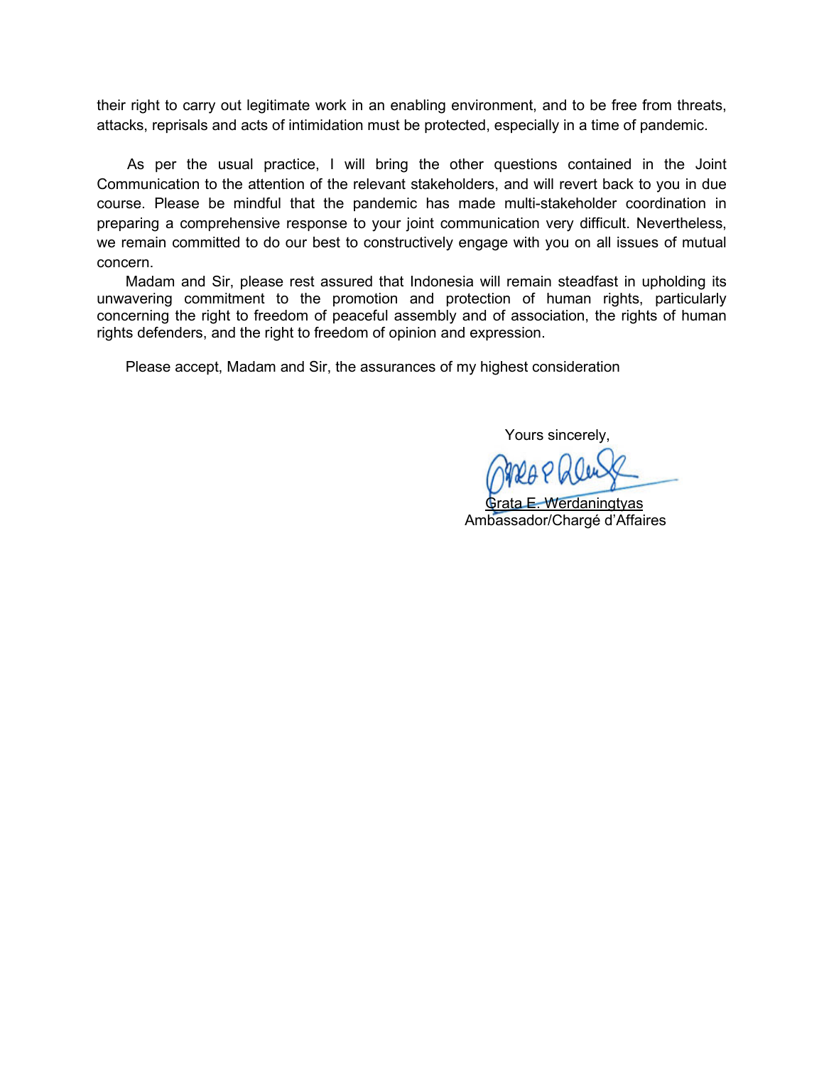their right to carry out legitimate work in an enabling environment, and to be free from threats, attacks, reprisals and acts of intimidation must be protected, especially in a time of pandemic.

As per the usual practice, I will bring the other questions contained in the Joint Communication to the attention of the relevant stakeholders, and will revert back to you in due course. Please be mindful that the pandemic has made multi-stakeholder coordination in preparing a comprehensive response to your joint communication very difficult. Nevertheless, we remain committed to do our best to constructively engage with you on all issues of mutual concern.

Madam and Sir, please rest assured that Indonesia will remain steadfast in upholding its unwavering commitment to the promotion and protection of human rights, particularly concerning the right to freedom of peaceful assembly and of association, the rights of human rights defenders, and the right to freedom of opinion and expression.

Please accept, Madam and Sir, the assurances of my highest consideration

Yours sincerely,

Grata E. Werdaningtyas
Ambassador/Chargé d'Affaires